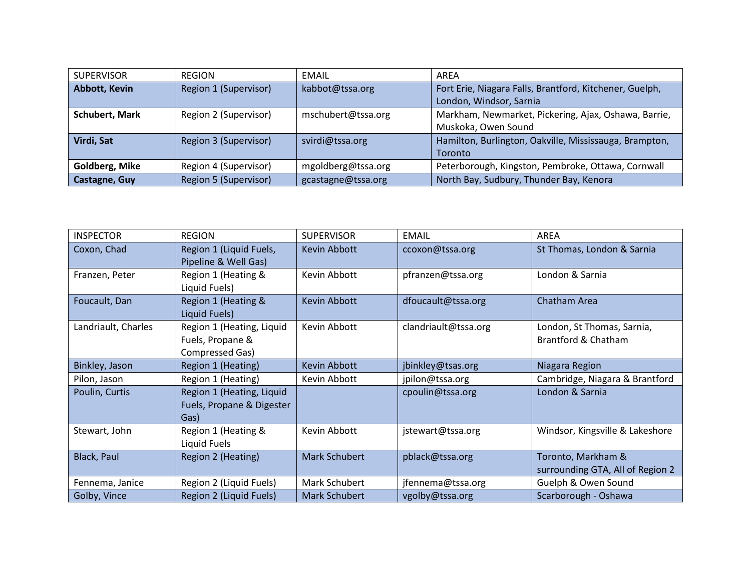| SUPERVISOR | REGION | EMAIL | AREA |
|---|---|---|---|
| **Abbott, Kevin** | Region 1 (Supervisor) | kabbot@tssa.org | Fort Erie, Niagara Falls, Brantford, Kitchener, Guelph, London, Windsor, Sarnia |
| **Schubert, Mark** | Region 2 (Supervisor) | mschubert@tssa.org | Markham, Newmarket, Pickering, Ajax, Oshawa, Barrie, Muskoka, Owen Sound |
| **Virdi, Sat** | Region 3 (Supervisor) | svirdi@tssa.org | Hamilton, Burlington, Oakville, Mississauga, Brampton, Toronto |
| **Goldberg, Mike** | Region 4 (Supervisor) | mgoldberg@tssa.org | Peterborough, Kingston, Pembroke, Ottawa, Cornwall |
| **Castagne, Guy** | Region 5 (Supervisor) | gcastagne@tssa.org | North Bay, Sudbury, Thunder Bay, Kenora |

| INSPECTOR | REGION | SUPERVISOR | EMAIL | AREA |
|---|---|---|---|---|
| Coxon, Chad | Region 1 (Liquid Fuels, Pipeline & Well Gas) | Kevin Abbott | ccoxon@tssa.org | St Thomas, London & Sarnia |
| Franzen, Peter | Region 1 (Heating & Liquid Fuels) | Kevin Abbott | pfranzen@tssa.org | London & Sarnia |
| Foucault, Dan | Region 1 (Heating & Liquid Fuels) | Kevin Abbott | dfoucault@tssa.org | Chatham Area |
| Landriault, Charles | Region 1 (Heating, Liquid Fuels, Propane & Compressed Gas) | Kevin Abbott | clandriault@tssa.org | London, St Thomas, Sarnia, Brantford & Chatham |
| Binkley, Jason | Region 1 (Heating) | Kevin Abbott | jbinkley@tsas.org | Niagara Region |
| Pilon, Jason | Region 1 (Heating) | Kevin Abbott | jpilon@tssa.org | Cambridge, Niagara & Brantford |
| Poulin, Curtis | Region 1 (Heating, Liquid Fuels, Propane & Digester Gas) | | cpoulin@tssa.org | London & Sarnia |
| Stewart, John | Region 1 (Heating & Liquid Fuels | Kevin Abbott | jstewart@tssa.org | Windsor, Kingsville & Lakeshore |
| Black, Paul | Region 2 (Heating) | Mark Schubert | pblack@tssa.org | Toronto, Markham & surrounding GTA, All of Region 2 |
| Fennema, Janice | Region 2 (Liquid Fuels) | Mark Schubert | jfennema@tssa.org | Guelph & Owen Sound |
| Golby, Vince | Region 2 (Liquid Fuels) | Mark Schubert | vgolby@tssa.org | Scarborough - Oshawa |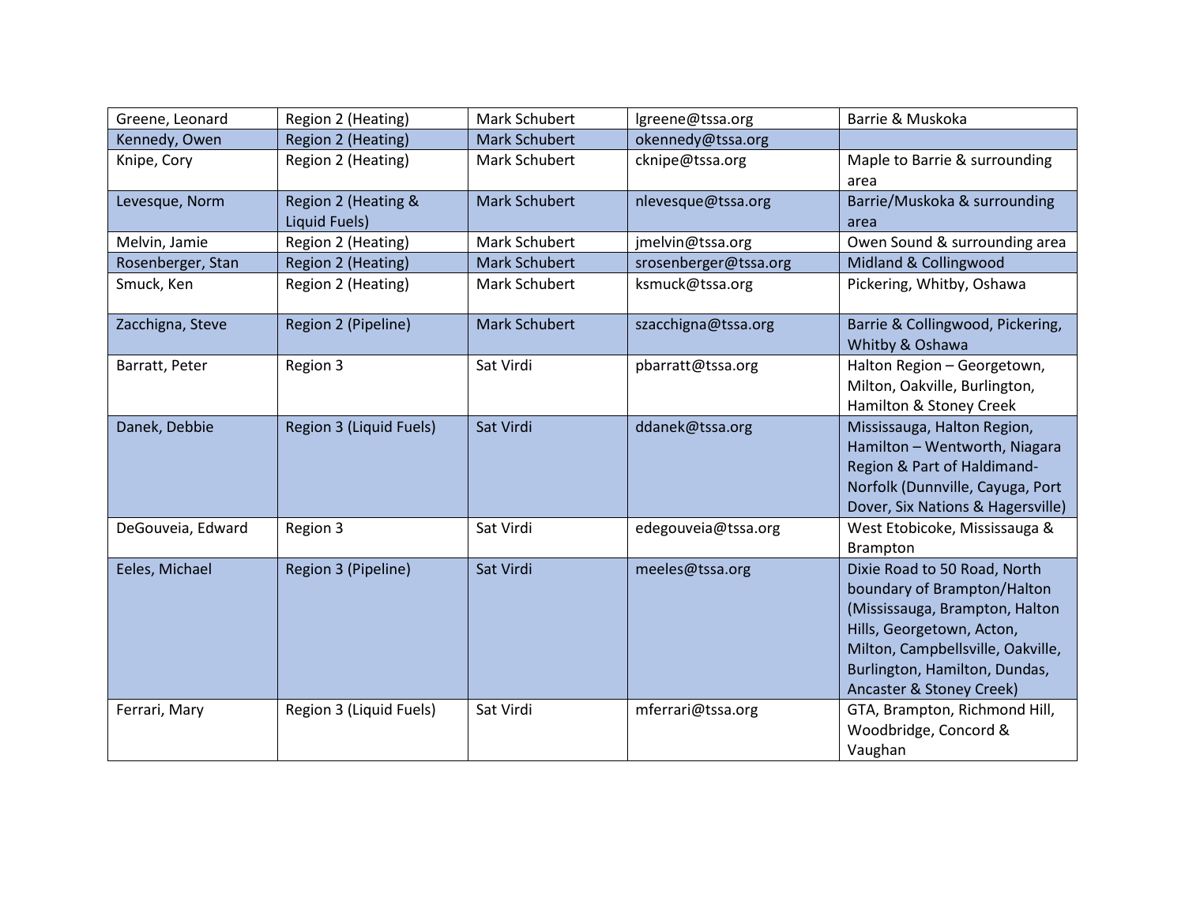| | | | | |
|---|---|---|---|---|
| Greene, Leonard | Region 2 (Heating) | Mark Schubert | lgreene@tssa.org | Barrie & Muskoka |
| Kennedy, Owen | Region 2 (Heating) | Mark Schubert | okennedy@tssa.org | |
| Knipe, Cory | Region 2 (Heating) | Mark Schubert | cknipe@tssa.org | Maple to Barrie & surrounding area |
| Levesque, Norm | Region 2 (Heating & Liquid Fuels) | Mark Schubert | nlevesque@tssa.org | Barrie/Muskoka & surrounding area |
| Melvin, Jamie | Region 2 (Heating) | Mark Schubert | jmelvin@tssa.org | Owen Sound & surrounding area |
| Rosenberger, Stan | Region 2 (Heating) | Mark Schubert | srosenberger@tssa.org | Midland & Collingwood |
| Smuck, Ken | Region 2 (Heating) | Mark Schubert | ksmuck@tssa.org | Pickering, Whitby, Oshawa |
| Zacchigna, Steve | Region 2 (Pipeline) | Mark Schubert | szacchigna@tssa.org | Barrie & Collingwood, Pickering, Whitby & Oshawa |
| Barratt, Peter | Region 3 | Sat Virdi | pbarratt@tssa.org | Halton Region – Georgetown, Milton, Oakville, Burlington, Hamilton & Stoney Creek |
| Danek, Debbie | Region 3 (Liquid Fuels) | Sat Virdi | ddanek@tssa.org | Mississauga, Halton Region, Hamilton – Wentworth, Niagara Region & Part of Haldimand-Norfolk (Dunnville, Cayuga, Port Dover, Six Nations & Hagersville) |
| DeGouveia, Edward | Region 3 | Sat Virdi | edegouveia@tssa.org | West Etobicoke, Mississauga & Brampton |
| Eeles, Michael | Region 3 (Pipeline) | Sat Virdi | meeles@tssa.org | Dixie Road to 50 Road, North boundary of Brampton/Halton (Mississauga, Brampton, Halton Hills, Georgetown, Acton, Milton, Campbellsville, Oakville, Burlington, Hamilton, Dundas, Ancaster & Stoney Creek) |
| Ferrari, Mary | Region 3 (Liquid Fuels) | Sat Virdi | mferrari@tssa.org | GTA, Brampton, Richmond Hill, Woodbridge, Concord & Vaughan |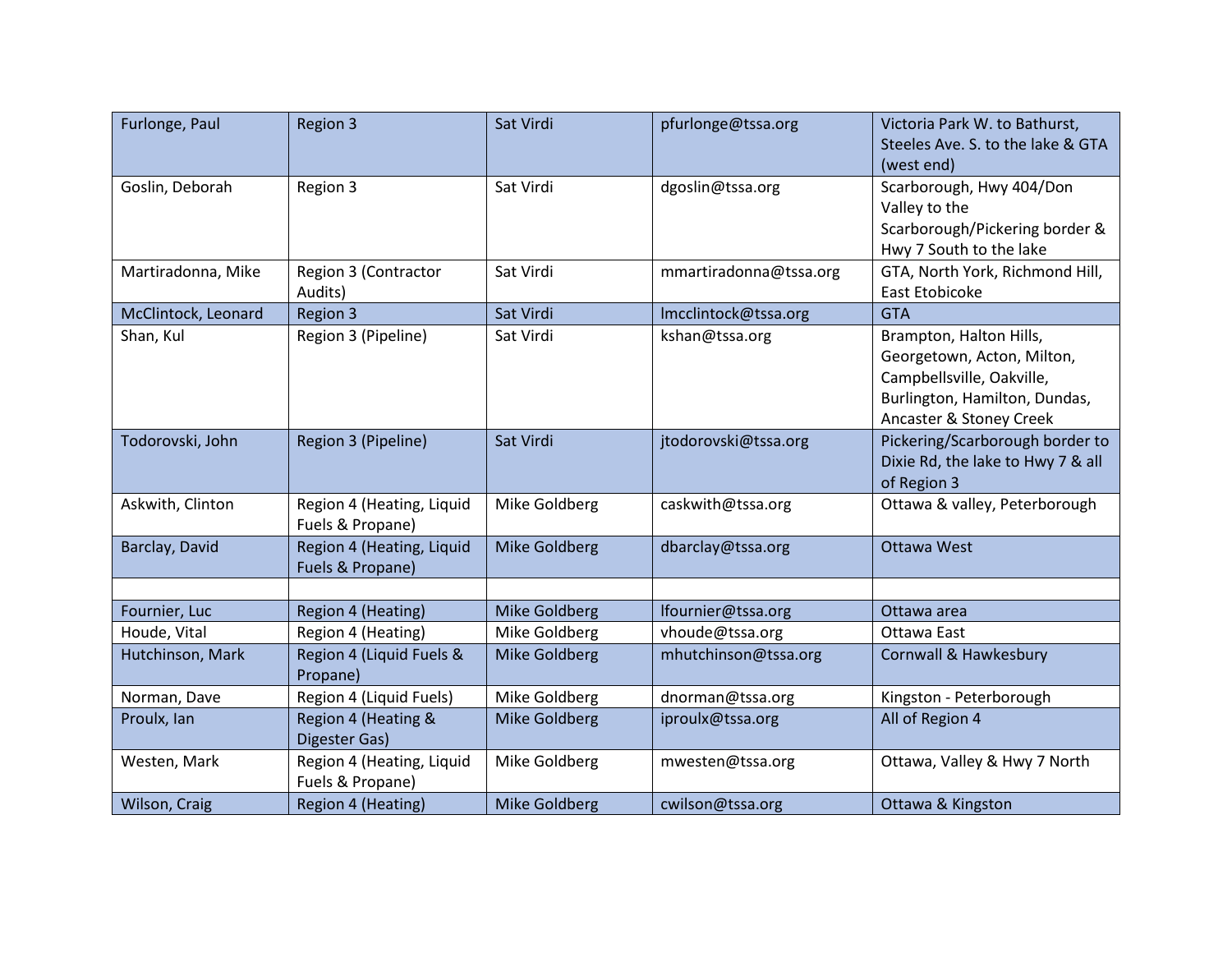| Furlonge, Paul | Region 3 | Sat Virdi | pfurlonge@tssa.org | Victoria Park W. to Bathurst, Steeles Ave. S. to the lake & GTA (west end) |
|---|---|---|---|---|
| Goslin, Deborah | Region 3 | Sat Virdi | dgoslin@tssa.org | Scarborough, Hwy 404/Don Valley to the Scarborough/Pickering border & Hwy 7 South to the lake |
| Martiradonna, Mike | Region 3 (Contractor Audits) | Sat Virdi | mmartiradonna@tssa.org | GTA, North York, Richmond Hill, East Etobicoke |
| McClintock, Leonard | Region 3 | Sat Virdi | lmcclintock@tssa.org | GTA |
| Shan, Kul | Region 3 (Pipeline) | Sat Virdi | kshan@tssa.org | Brampton, Halton Hills, Georgetown, Acton, Milton, Campbellsville, Oakville, Burlington, Hamilton, Dundas, Ancaster & Stoney Creek |
| Todorovski, John | Region 3 (Pipeline) | Sat Virdi | jtodorovski@tssa.org | Pickering/Scarborough border to Dixie Rd, the lake to Hwy 7 & all of Region 3 |
| Askwith, Clinton | Region 4 (Heating, Liquid Fuels & Propane) | Mike Goldberg | caskwith@tssa.org | Ottawa & valley, Peterborough |
| Barclay, David | Region 4 (Heating, Liquid Fuels & Propane) | Mike Goldberg | dbarclay@tssa.org | Ottawa West |
| | | | | |
| Fournier, Luc | Region 4 (Heating) | Mike Goldberg | lfournier@tssa.org | Ottawa area |
| Houde, Vital | Region 4 (Heating) | Mike Goldberg | vhoude@tssa.org | Ottawa East |
| Hutchinson, Mark | Region 4 (Liquid Fuels & Propane) | Mike Goldberg | mhutchinson@tssa.org | Cornwall & Hawkesbury |
| Norman, Dave | Region 4 (Liquid Fuels) | Mike Goldberg | dnorman@tssa.org | Kingston - Peterborough |
| Proulx, Ian | Region 4 (Heating & Digester Gas) | Mike Goldberg | iproulx@tssa.org | All of Region 4 |
| Westen, Mark | Region 4 (Heating, Liquid Fuels & Propane) | Mike Goldberg | mwesten@tssa.org | Ottawa, Valley & Hwy 7 North |
| Wilson, Craig | Region 4 (Heating) | Mike Goldberg | cwilson@tssa.org | Ottawa & Kingston |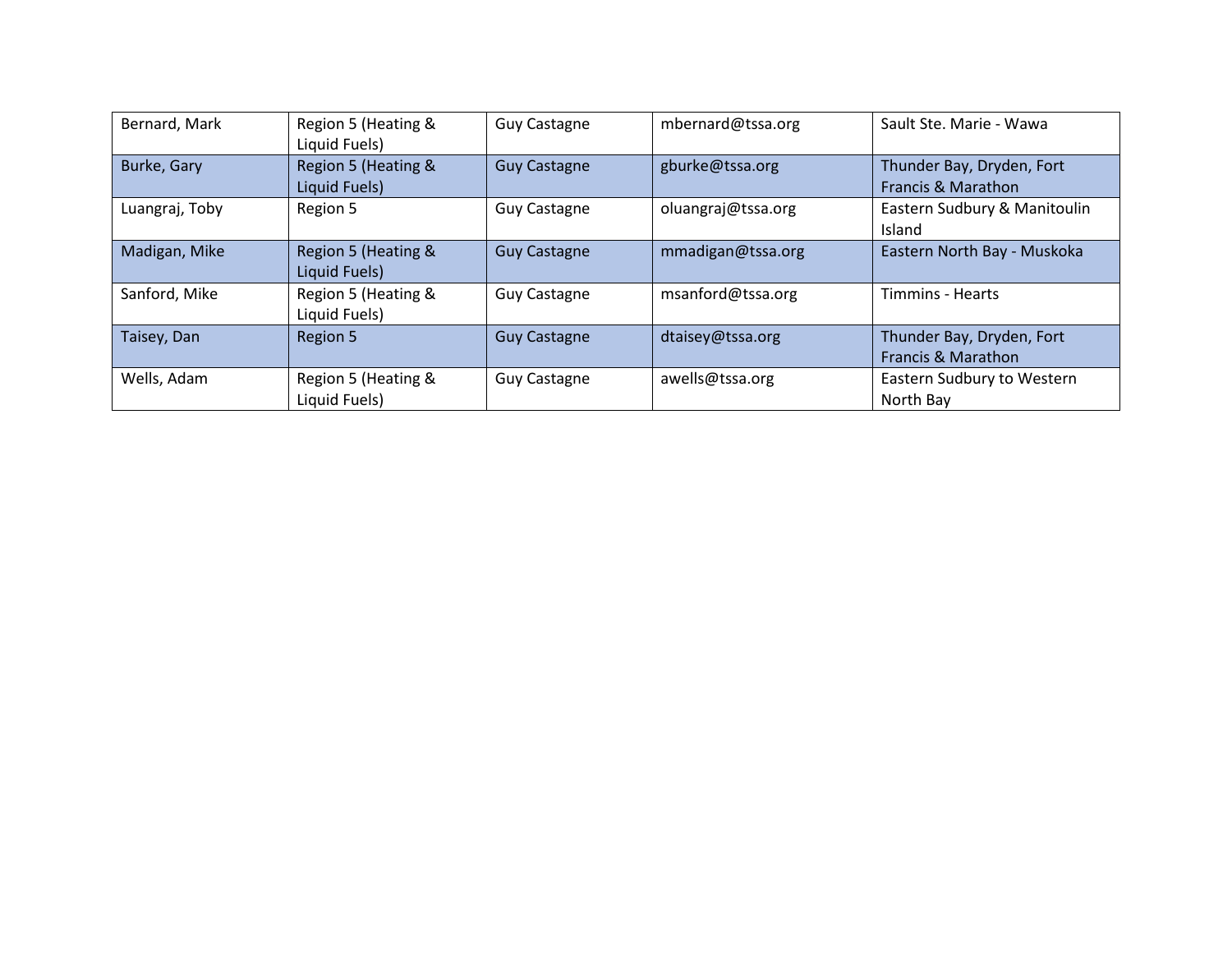| | | | | |
|---|---|---|---|---|
| Bernard, Mark | Region 5 (Heating & Liquid Fuels) | Guy Castagne | mbernard@tssa.org | Sault Ste. Marie - Wawa |
| Burke, Gary | Region 5 (Heating & Liquid Fuels) | Guy Castagne | gburke@tssa.org | Thunder Bay, Dryden, Fort Francis & Marathon |
| Luangraj, Toby | Region 5 | Guy Castagne | oluangraj@tssa.org | Eastern Sudbury & Manitoulin Island |
| Madigan, Mike | Region 5 (Heating & Liquid Fuels) | Guy Castagne | mmadigan@tssa.org | Eastern North Bay - Muskoka |
| Sanford, Mike | Region 5 (Heating & Liquid Fuels) | Guy Castagne | msanford@tssa.org | Timmins - Hearts |
| Taisey, Dan | Region 5 | Guy Castagne | dtaisey@tssa.org | Thunder Bay, Dryden, Fort Francis & Marathon |
| Wells, Adam | Region 5 (Heating & Liquid Fuels) | Guy Castagne | awells@tssa.org | Eastern Sudbury to Western North Bay |